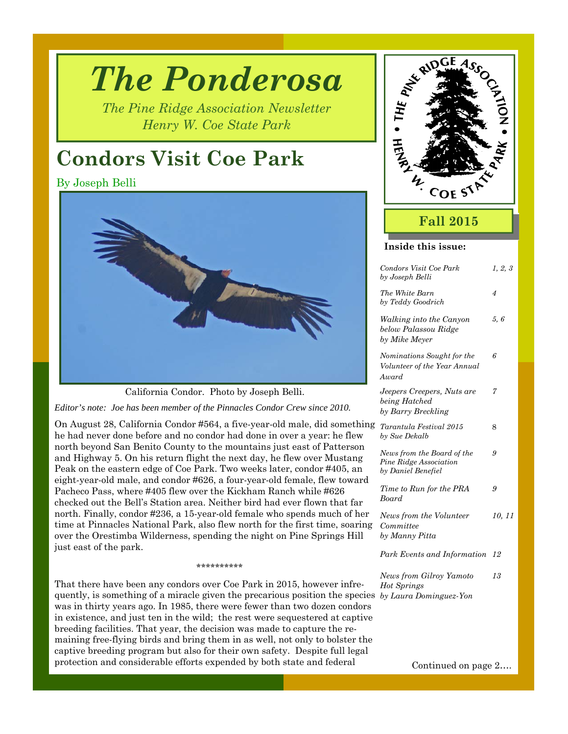# The Ponderosa

*The Pine Ridge Association Newsletter*
*Henry W. Coe State Park*

**Fall 2015**

## Condors Visit Coe Park

By Joseph Belli

California Condor. Photo by Joseph Belli.

*Editor's note: Joe has been member of the Pinnacles Condor Crew since 2010.*

On August 28, California Condor #564, a five-year-old male, did something he had never done before and no condor had done in over a year: he flew north beyond San Benito County to the mountains just east of Patterson and Highway 5. On his return flight the next day, he flew over Mustang Peak on the eastern edge of Coe Park. Two weeks later, condor #405, an eight-year-old male, and condor #626, a four-year-old female, flew toward Pacheco Pass, where #405 flew over the Kickham Ranch while #626 checked out the Bell's Station area. Neither bird had ever flown that far north. Finally, condor #236, a 15-year-old female who spends much of her time at Pinnacles National Park, also flew north for the first time, soaring over the Orestimba Wilderness, spending the night on Pine Springs Hill just east of the park.

**********

That there have been any condors over Coe Park in 2015, however infrequently, is something of a miracle given the precarious position the species was in thirty years ago. In 1985, there were fewer than two dozen condors in existence, and just ten in the wild; the rest were sequestered at captive breeding facilities. That year, the decision was made to capture the remaining free-flying birds and bring them in as well, not only to bolster the captive breeding program but also for their own safety. Despite full legal protection and considerable efforts expended by both state and federal

Continued on page 2….

### Inside this issue:

| | |
|---|---|
| *Condors Visit Coe Park by Joseph Belli* | *1, 2, 3* |
| *The White Barn by Teddy Goodrich* | *4* |
| *Walking into the Canyon below Palassou Ridge by Mike Meyer* | *5, 6* |
| *Nominations Sought for the Volunteer of the Year Annual Award* | *6* |
| *Jeepers Creepers, Nuts are being Hatched by Barry Breckling* | *7* |
| *Tarantula Festival 2015 by Sue Dekalb* | 8 |
| *News from the Board of the Pine Ridge Association by Daniel Benefiel* | *9* |
| *Time to Run for the PRA Board* | *9* |
| *News from the Volunteer Committee by Manny Pitta* | *10, 11* |
| *Park Events and Information* | *12* |
| *News from Gilroy Yamoto Hot Springs by Laura Dominguez-Yon* | *13* |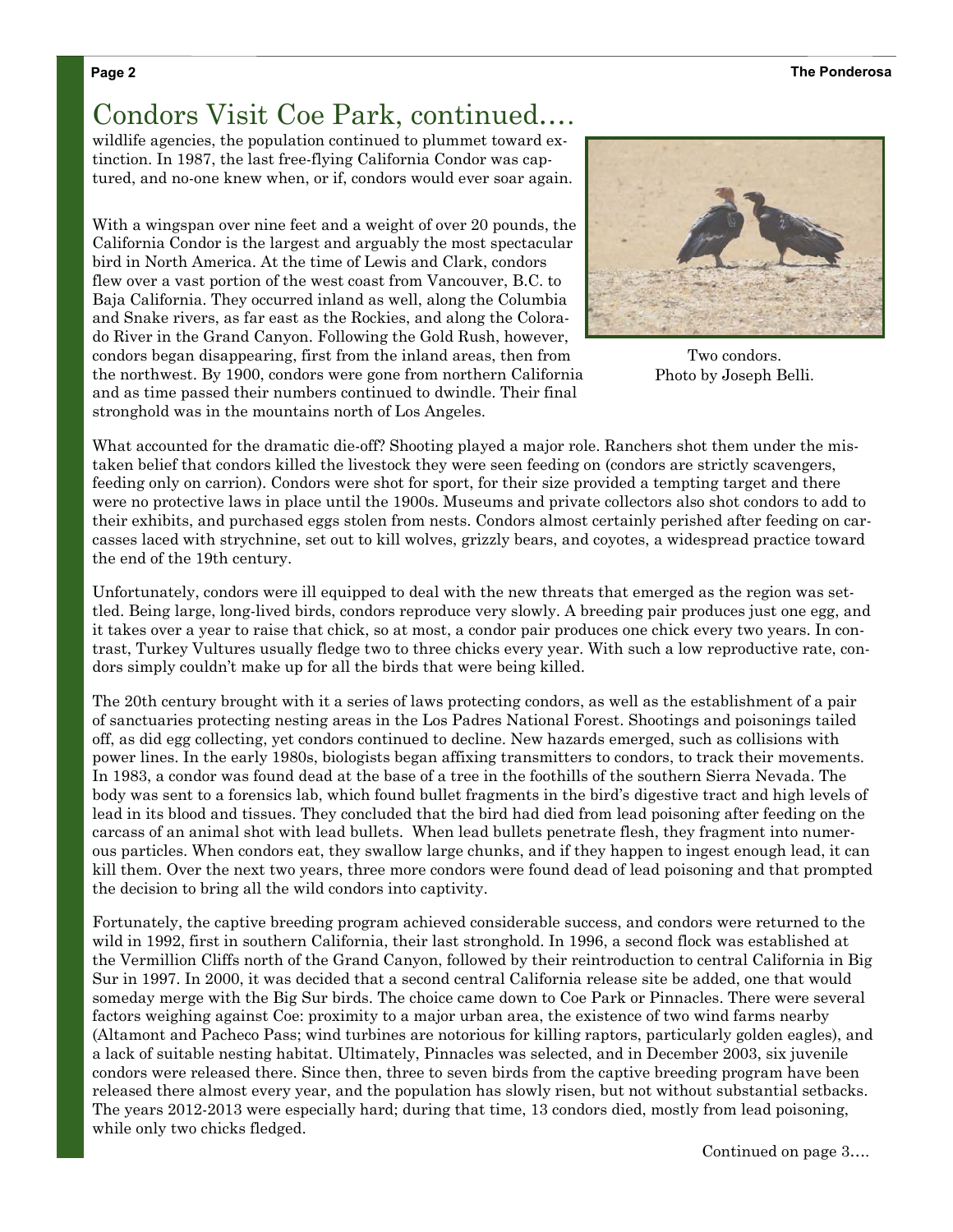## Condors Visit Coe Park, continued….

wildlife agencies, the population continued to plummet toward extinction. In 1987, the last free-flying California Condor was captured, and no-one knew when, or if, condors would ever soar again.

With a wingspan over nine feet and a weight of over 20 pounds, the California Condor is the largest and arguably the most spectacular bird in North America. At the time of Lewis and Clark, condors flew over a vast portion of the west coast from Vancouver, B.C. to Baja California. They occurred inland as well, along the Columbia and Snake rivers, as far east as the Rockies, and along the Colorado River in the Grand Canyon. Following the Gold Rush, however, condors began disappearing, first from the inland areas, then from the northwest. By 1900, condors were gone from northern California and as time passed their numbers continued to dwindle. Their final stronghold was in the mountains north of Los Angeles.

Two condors.
Photo by Joseph Belli.

What accounted for the dramatic die-off? Shooting played a major role. Ranchers shot them under the mistaken belief that condors killed the livestock they were seen feeding on (condors are strictly scavengers, feeding only on carrion). Condors were shot for sport, for their size provided a tempting target and there were no protective laws in place until the 1900s. Museums and private collectors also shot condors to add to their exhibits, and purchased eggs stolen from nests. Condors almost certainly perished after feeding on carcasses laced with strychnine, set out to kill wolves, grizzly bears, and coyotes, a widespread practice toward the end of the 19th century.

Unfortunately, condors were ill equipped to deal with the new threats that emerged as the region was settled. Being large, long-lived birds, condors reproduce very slowly. A breeding pair produces just one egg, and it takes over a year to raise that chick, so at most, a condor pair produces one chick every two years. In contrast, Turkey Vultures usually fledge two to three chicks every year. With such a low reproductive rate, condors simply couldn't make up for all the birds that were being killed.

The 20th century brought with it a series of laws protecting condors, as well as the establishment of a pair of sanctuaries protecting nesting areas in the Los Padres National Forest. Shootings and poisonings tailed off, as did egg collecting, yet condors continued to decline. New hazards emerged, such as collisions with power lines. In the early 1980s, biologists began affixing transmitters to condors, to track their movements. In 1983, a condor was found dead at the base of a tree in the foothills of the southern Sierra Nevada. The body was sent to a forensics lab, which found bullet fragments in the bird's digestive tract and high levels of lead in its blood and tissues. They concluded that the bird had died from lead poisoning after feeding on the carcass of an animal shot with lead bullets. When lead bullets penetrate flesh, they fragment into numerous particles. When condors eat, they swallow large chunks, and if they happen to ingest enough lead, it can kill them. Over the next two years, three more condors were found dead of lead poisoning and that prompted the decision to bring all the wild condors into captivity.

Fortunately, the captive breeding program achieved considerable success, and condors were returned to the wild in 1992, first in southern California, their last stronghold. In 1996, a second flock was established at the Vermillion Cliffs north of the Grand Canyon, followed by their reintroduction to central California in Big Sur in 1997. In 2000, it was decided that a second central California release site be added, one that would someday merge with the Big Sur birds. The choice came down to Coe Park or Pinnacles. There were several factors weighing against Coe: proximity to a major urban area, the existence of two wind farms nearby (Altamont and Pacheco Pass; wind turbines are notorious for killing raptors, particularly golden eagles), and a lack of suitable nesting habitat. Ultimately, Pinnacles was selected, and in December 2003, six juvenile condors were released there. Since then, three to seven birds from the captive breeding program have been released there almost every year, and the population has slowly risen, but not without substantial setbacks. The years 2012-2013 were especially hard; during that time, 13 condors died, mostly from lead poisoning, while only two chicks fledged.

Continued on page 3….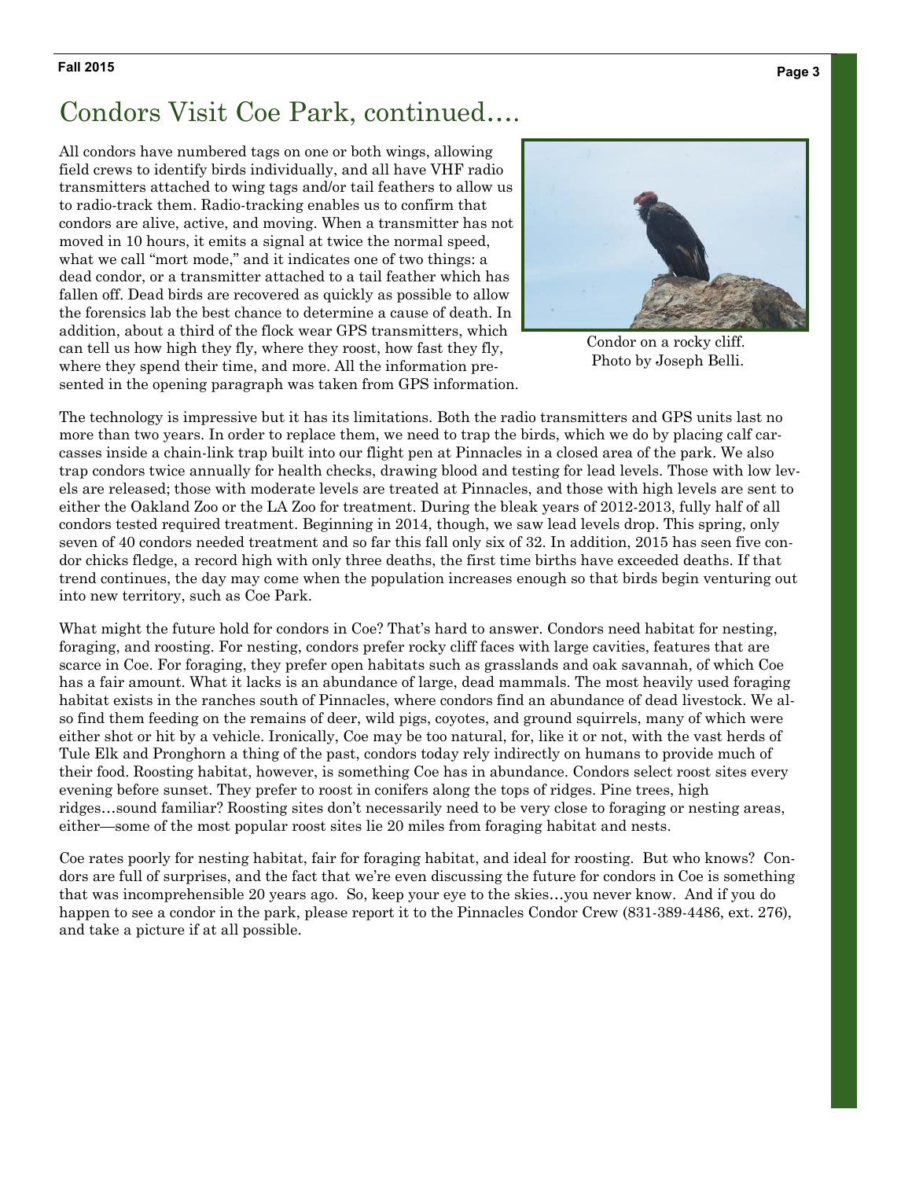## Condors Visit Coe Park, continued….

All condors have numbered tags on one or both wings, allowing field crews to identify birds individually, and all have VHF radio transmitters attached to wing tags and/or tail feathers to allow us to radio-track them. Radio-tracking enables us to confirm that condors are alive, active, and moving. When a transmitter has not moved in 10 hours, it emits a signal at twice the normal speed, what we call "mort mode," and it indicates one of two things: a dead condor, or a transmitter attached to a tail feather which has fallen off. Dead birds are recovered as quickly as possible to allow the forensics lab the best chance to determine a cause of death. In addition, about a third of the flock wear GPS transmitters, which can tell us how high they fly, where they roost, how fast they fly, where they spend their time, and more. All the information presented in the opening paragraph was taken from GPS information.

Condor on a rocky cliff. Photo by Joseph Belli.

The technology is impressive but it has its limitations. Both the radio transmitters and GPS units last no more than two years. In order to replace them, we need to trap the birds, which we do by placing calf carcasses inside a chain-link trap built into our flight pen at Pinnacles in a closed area of the park. We also trap condors twice annually for health checks, drawing blood and testing for lead levels. Those with low levels are released; those with moderate levels are treated at Pinnacles, and those with high levels are sent to either the Oakland Zoo or the LA Zoo for treatment. During the bleak years of 2012-2013, fully half of all condors tested required treatment. Beginning in 2014, though, we saw lead levels drop. This spring, only seven of 40 condors needed treatment and so far this fall only six of 32. In addition, 2015 has seen five condor chicks fledge, a record high with only three deaths, the first time births have exceeded deaths. If that trend continues, the day may come when the population increases enough so that birds begin venturing out into new territory, such as Coe Park.

What might the future hold for condors in Coe? That's hard to answer. Condors need habitat for nesting, foraging, and roosting. For nesting, condors prefer rocky cliff faces with large cavities, features that are scarce in Coe. For foraging, they prefer open habitats such as grasslands and oak savannah, of which Coe has a fair amount. What it lacks is an abundance of large, dead mammals. The most heavily used foraging habitat exists in the ranches south of Pinnacles, where condors find an abundance of dead livestock. We also find them feeding on the remains of deer, wild pigs, coyotes, and ground squirrels, many of which were either shot or hit by a vehicle. Ironically, Coe may be too natural, for, like it or not, with the vast herds of Tule Elk and Pronghorn a thing of the past, condors today rely indirectly on humans to provide much of their food. Roosting habitat, however, is something Coe has in abundance. Condors select roost sites every evening before sunset. They prefer to roost in conifers along the tops of ridges. Pine trees, high ridges…sound familiar? Roosting sites don't necessarily need to be very close to foraging or nesting areas, either—some of the most popular roost sites lie 20 miles from foraging habitat and nests.

Coe rates poorly for nesting habitat, fair for foraging habitat, and ideal for roosting. But who knows? Condors are full of surprises, and the fact that we're even discussing the future for condors in Coe is something that was incomprehensible 20 years ago. So, keep your eye to the skies…you never know. And if you do happen to see a condor in the park, please report it to the Pinnacles Condor Crew (831-389-4486, ext. 276), and take a picture if at all possible.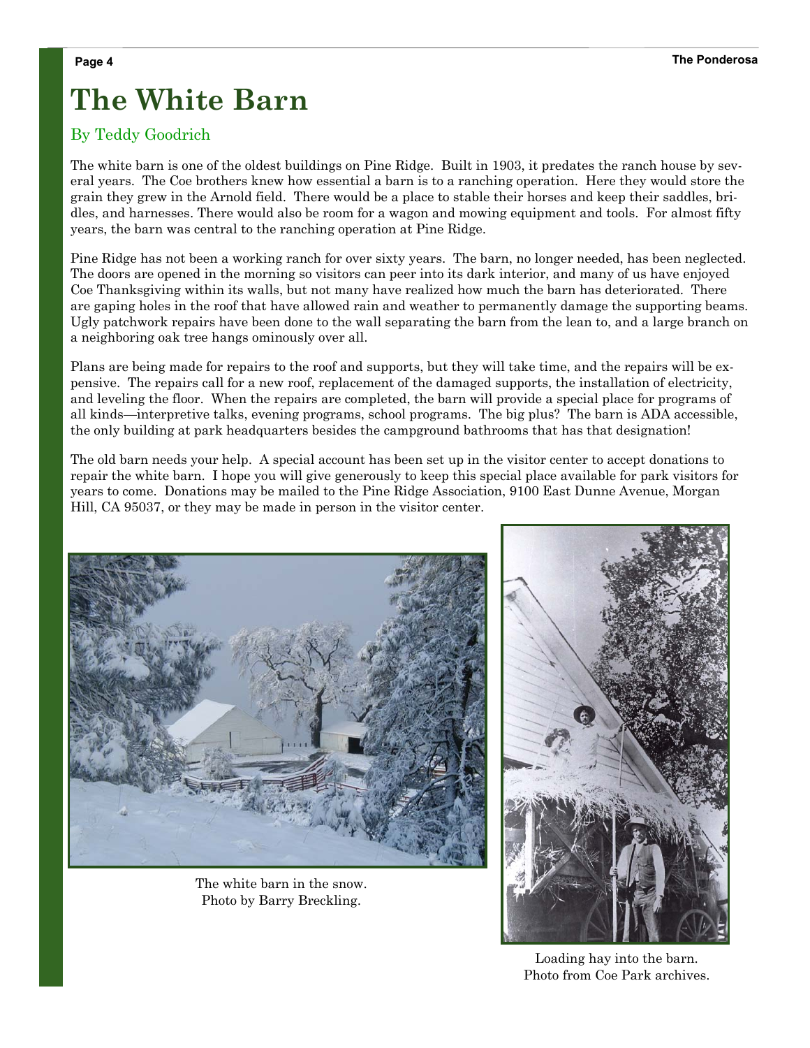# The White Barn

By Teddy Goodrich

The white barn is one of the oldest buildings on Pine Ridge. Built in 1903, it predates the ranch house by several years. The Coe brothers knew how essential a barn is to a ranching operation. Here they would store the grain they grew in the Arnold field. There would be a place to stable their horses and keep their saddles, bridles, and harnesses. There would also be room for a wagon and mowing equipment and tools. For almost fifty years, the barn was central to the ranching operation at Pine Ridge.

Pine Ridge has not been a working ranch for over sixty years. The barn, no longer needed, has been neglected. The doors are opened in the morning so visitors can peer into its dark interior, and many of us have enjoyed Coe Thanksgiving within its walls, but not many have realized how much the barn has deteriorated. There are gaping holes in the roof that have allowed rain and weather to permanently damage the supporting beams. Ugly patchwork repairs have been done to the wall separating the barn from the lean to, and a large branch on a neighboring oak tree hangs ominously over all.

Plans are being made for repairs to the roof and supports, but they will take time, and the repairs will be expensive. The repairs call for a new roof, replacement of the damaged supports, the installation of electricity, and leveling the floor. When the repairs are completed, the barn will provide a special place for programs of all kinds—interpretive talks, evening programs, school programs. The big plus? The barn is ADA accessible, the only building at park headquarters besides the campground bathrooms that has that designation!

The old barn needs your help. A special account has been set up in the visitor center to accept donations to repair the white barn. I hope you will give generously to keep this special place available for park visitors for years to come. Donations may be mailed to the Pine Ridge Association, 9100 East Dunne Avenue, Morgan Hill, CA 95037, or they may be made in person in the visitor center.

The white barn in the snow.
Photo by Barry Breckling.

Loading hay into the barn.
Photo from Coe Park archives.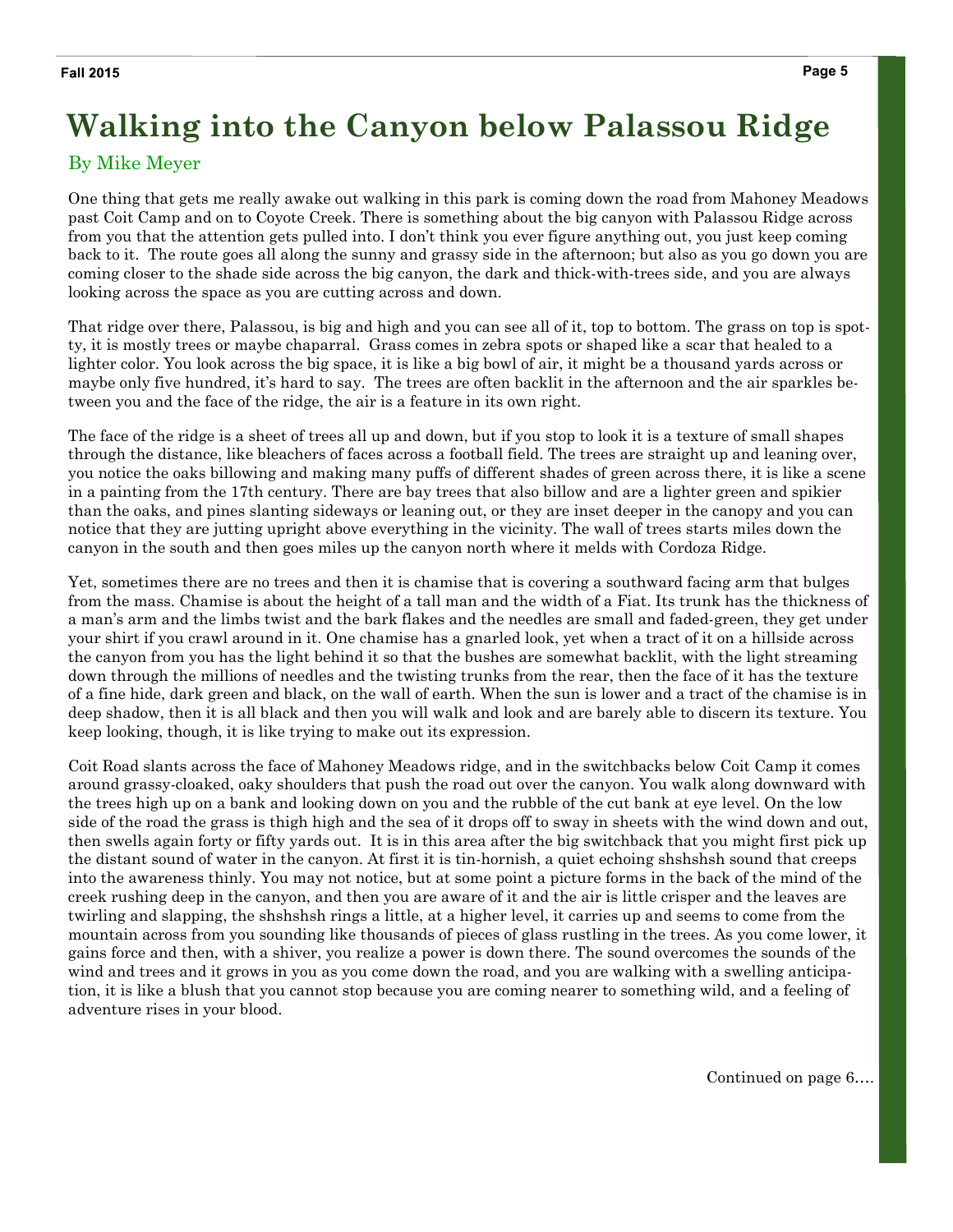# Walking into the Canyon below Palassou Ridge

By Mike Meyer

One thing that gets me really awake out walking in this park is coming down the road from Mahoney Meadows past Coit Camp and on to Coyote Creek. There is something about the big canyon with Palassou Ridge across from you that the attention gets pulled into. I don't think you ever figure anything out, you just keep coming back to it. The route goes all along the sunny and grassy side in the afternoon; but also as you go down you are coming closer to the shade side across the big canyon, the dark and thick-with-trees side, and you are always looking across the space as you are cutting across and down.

That ridge over there, Palassou, is big and high and you can see all of it, top to bottom. The grass on top is spotty, it is mostly trees or maybe chaparral. Grass comes in zebra spots or shaped like a scar that healed to a lighter color. You look across the big space, it is like a big bowl of air, it might be a thousand yards across or maybe only five hundred, it's hard to say. The trees are often backlit in the afternoon and the air sparkles between you and the face of the ridge, the air is a feature in its own right.

The face of the ridge is a sheet of trees all up and down, but if you stop to look it is a texture of small shapes through the distance, like bleachers of faces across a football field. The trees are straight up and leaning over, you notice the oaks billowing and making many puffs of different shades of green across there, it is like a scene in a painting from the 17th century. There are bay trees that also billow and are a lighter green and spikier than the oaks, and pines slanting sideways or leaning out, or they are inset deeper in the canopy and you can notice that they are jutting upright above everything in the vicinity. The wall of trees starts miles down the canyon in the south and then goes miles up the canyon north where it melds with Cordoza Ridge.

Yet, sometimes there are no trees and then it is chamise that is covering a southward facing arm that bulges from the mass. Chamise is about the height of a tall man and the width of a Fiat. Its trunk has the thickness of a man's arm and the limbs twist and the bark flakes and the needles are small and faded-green, they get under your shirt if you crawl around in it. One chamise has a gnarled look, yet when a tract of it on a hillside across the canyon from you has the light behind it so that the bushes are somewhat backlit, with the light streaming down through the millions of needles and the twisting trunks from the rear, then the face of it has the texture of a fine hide, dark green and black, on the wall of earth. When the sun is lower and a tract of the chamise is in deep shadow, then it is all black and then you will walk and look and are barely able to discern its texture. You keep looking, though, it is like trying to make out its expression.

Coit Road slants across the face of Mahoney Meadows ridge, and in the switchbacks below Coit Camp it comes around grassy-cloaked, oaky shoulders that push the road out over the canyon. You walk along downward with the trees high up on a bank and looking down on you and the rubble of the cut bank at eye level. On the low side of the road the grass is thigh high and the sea of it drops off to sway in sheets with the wind down and out, then swells again forty or fifty yards out. It is in this area after the big switchback that you might first pick up the distant sound of water in the canyon. At first it is tin-hornish, a quiet echoing shshshsh sound that creeps into the awareness thinly. You may not notice, but at some point a picture forms in the back of the mind of the creek rushing deep in the canyon, and then you are aware of it and the air is little crisper and the leaves are twirling and slapping, the shshshsh rings a little, at a higher level, it carries up and seems to come from the mountain across from you sounding like thousands of pieces of glass rustling in the trees. As you come lower, it gains force and then, with a shiver, you realize a power is down there. The sound overcomes the sounds of the wind and trees and it grows in you as you come down the road, and you are walking with a swelling anticipation, it is like a blush that you cannot stop because you are coming nearer to something wild, and a feeling of adventure rises in your blood.

Continued on page 6….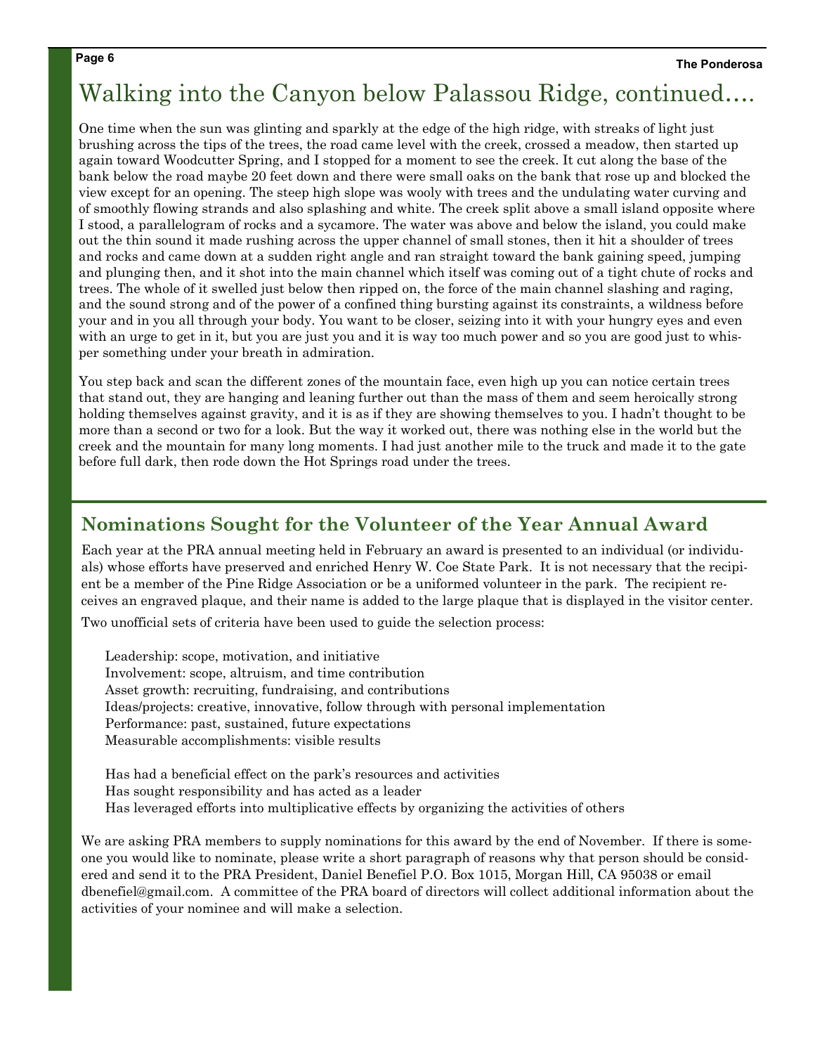# Walking into the Canyon below Palassou Ridge, continued….

One time when the sun was glinting and sparkly at the edge of the high ridge, with streaks of light just brushing across the tips of the trees, the road came level with the creek, crossed a meadow, then started up again toward Woodcutter Spring, and I stopped for a moment to see the creek. It cut along the base of the bank below the road maybe 20 feet down and there were small oaks on the bank that rose up and blocked the view except for an opening. The steep high slope was wooly with trees and the undulating water curving and of smoothly flowing strands and also splashing and white. The creek split above a small island opposite where I stood, a parallelogram of rocks and a sycamore. The water was above and below the island, you could make out the thin sound it made rushing across the upper channel of small stones, then it hit a shoulder of trees and rocks and came down at a sudden right angle and ran straight toward the bank gaining speed, jumping and plunging then, and it shot into the main channel which itself was coming out of a tight chute of rocks and trees. The whole of it swelled just below then ripped on, the force of the main channel slashing and raging, and the sound strong and of the power of a confined thing bursting against its constraints, a wildness before your and in you all through your body. You want to be closer, seizing into it with your hungry eyes and even with an urge to get in it, but you are just you and it is way too much power and so you are good just to whisper something under your breath in admiration.

You step back and scan the different zones of the mountain face, even high up you can notice certain trees that stand out, they are hanging and leaning further out than the mass of them and seem heroically strong holding themselves against gravity, and it is as if they are showing themselves to you. I hadn't thought to be more than a second or two for a look. But the way it worked out, there was nothing else in the world but the creek and the mountain for many long moments. I had just another mile to the truck and made it to the gate before full dark, then rode down the Hot Springs road under the trees.

## Nominations Sought for the Volunteer of the Year Annual Award

Each year at the PRA annual meeting held in February an award is presented to an individual (or individuals) whose efforts have preserved and enriched Henry W. Coe State Park. It is not necessary that the recipient be a member of the Pine Ridge Association or be a uniformed volunteer in the park. The recipient receives an engraved plaque, and their name is added to the large plaque that is displayed in the visitor center.

Two unofficial sets of criteria have been used to guide the selection process:

Leadership: scope, motivation, and initiative
Involvement: scope, altruism, and time contribution
Asset growth: recruiting, fundraising, and contributions
Ideas/projects: creative, innovative, follow through with personal implementation
Performance: past, sustained, future expectations
Measurable accomplishments: visible results

Has had a beneficial effect on the park's resources and activities
Has sought responsibility and has acted as a leader
Has leveraged efforts into multiplicative effects by organizing the activities of others

We are asking PRA members to supply nominations for this award by the end of November. If there is someone you would like to nominate, please write a short paragraph of reasons why that person should be considered and send it to the PRA President, Daniel Benefiel P.O. Box 1015, Morgan Hill, CA 95038 or email dbenefiel@gmail.com. A committee of the PRA board of directors will collect additional information about the activities of your nominee and will make a selection.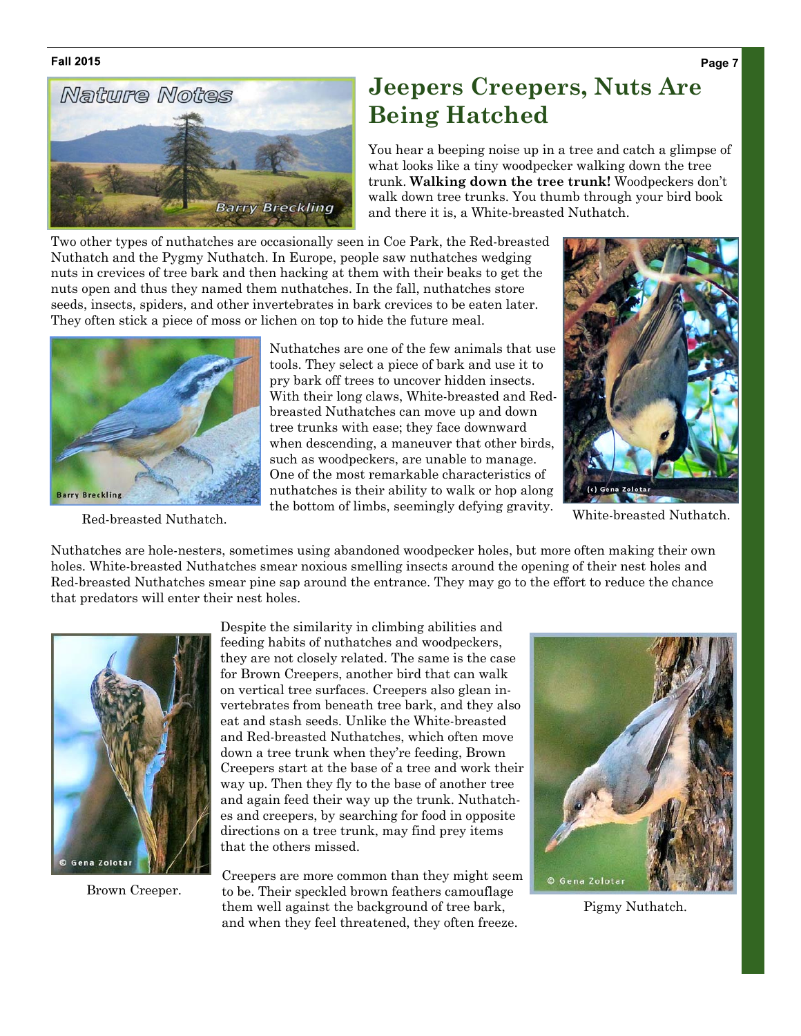## Nature Notes

Barry Breckling

# Jeepers Creepers, Nuts Are Being Hatched

You hear a beeping noise up in a tree and catch a glimpse of what looks like a tiny woodpecker walking down the tree trunk. **Walking down the tree trunk!** Woodpeckers don't walk down tree trunks. You thumb through your bird book and there it is, a White-breasted Nuthatch.

Two other types of nuthatches are occasionally seen in Coe Park, the Red-breasted Nuthatch and the Pygmy Nuthatch. In Europe, people saw nuthatches wedging nuts in crevices of tree bark and then hacking at them with their beaks to get the nuts open and thus they named them nuthatches. In the fall, nuthatches store seeds, insects, spiders, and other invertebrates in bark crevices to be eaten later. They often stick a piece of moss or lichen on top to hide the future meal.

Nuthatches are one of the few animals that use tools. They select a piece of bark and use it to pry bark off trees to uncover hidden insects. With their long claws, White-breasted and Red-breasted Nuthatches can move up and down tree trunks with ease; they face downward when descending, a maneuver that other birds, such as woodpeckers, are unable to manage. One of the most remarkable characteristics of nuthatches is their ability to walk or hop along the bottom of limbs, seemingly defying gravity.

Red-breasted Nuthatch.

White-breasted Nuthatch.

Nuthatches are hole-nesters, sometimes using abandoned woodpecker holes, but more often making their own holes. White-breasted Nuthatches smear noxious smelling insects around the opening of their nest holes and Red-breasted Nuthatches smear pine sap around the entrance. They may go to the effort to reduce the chance that predators will enter their nest holes.

Despite the similarity in climbing abilities and feeding habits of nuthatches and woodpeckers, they are not closely related. The same is the case for Brown Creepers, another bird that can walk on vertical tree surfaces. Creepers also glean invertebrates from beneath tree bark, and they also eat and stash seeds. Unlike the White-breasted and Red-breasted Nuthatches, which often move down a tree trunk when they're feeding, Brown Creepers start at the base of a tree and work their way up. Then they fly to the base of another tree and again feed their way up the trunk. Nuthatches and creepers, by searching for food in opposite directions on a tree trunk, may find prey items that the others missed.

Creepers are more common than they might seem to be. Their speckled brown feathers camouflage them well against the background of tree bark, and when they feel threatened, they often freeze.

Brown Creeper.

Pigmy Nuthatch.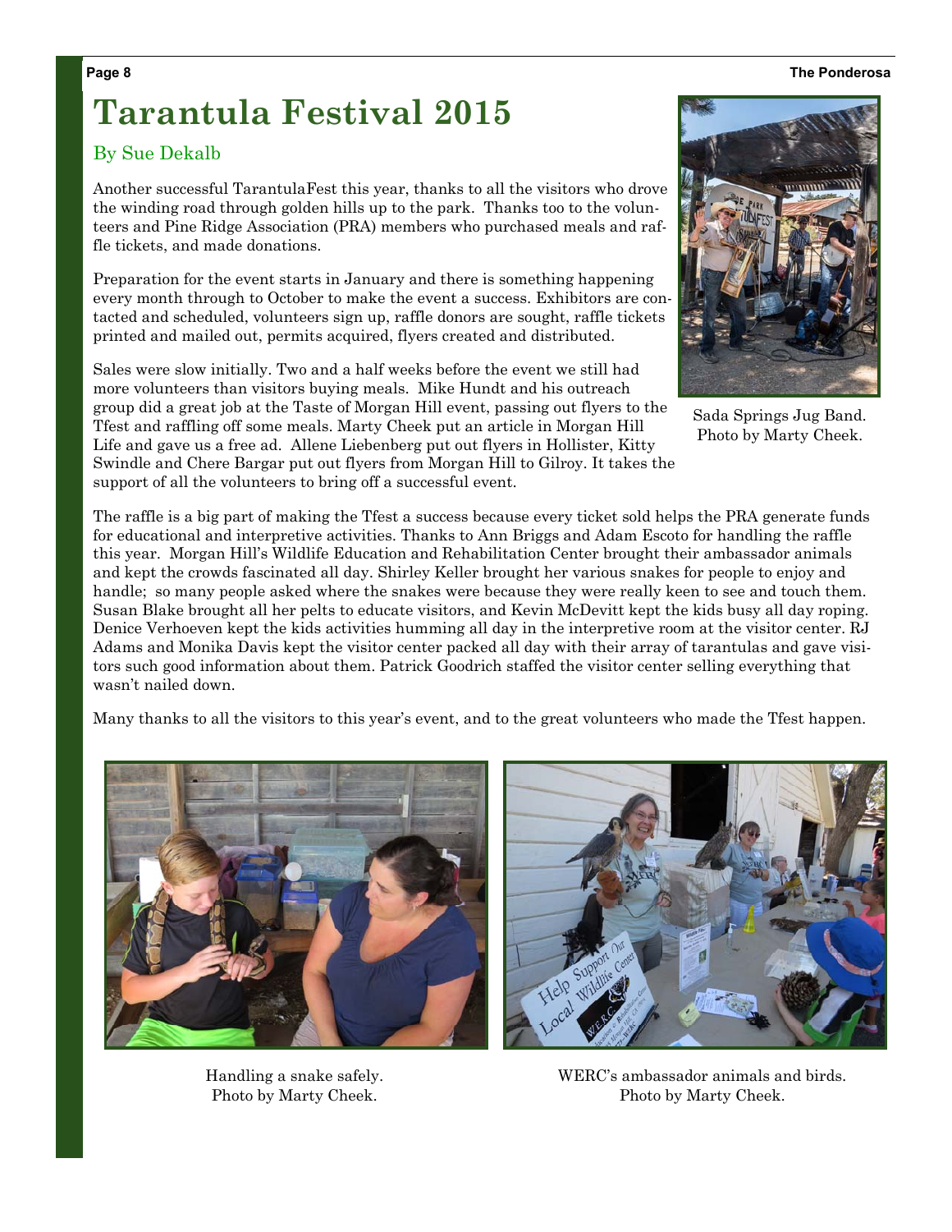# Tarantula Festival 2015

By Sue Dekalb

Another successful TarantulaFest this year, thanks to all the visitors who drove the winding road through golden hills up to the park. Thanks too to the volunteers and Pine Ridge Association (PRA) members who purchased meals and raffle tickets, and made donations.

Preparation for the event starts in January and there is something happening every month through to October to make the event a success. Exhibitors are contacted and scheduled, volunteers sign up, raffle donors are sought, raffle tickets printed and mailed out, permits acquired, flyers created and distributed.

Sales were slow initially. Two and a half weeks before the event we still had more volunteers than visitors buying meals. Mike Hundt and his outreach group did a great job at the Taste of Morgan Hill event, passing out flyers to the Tfest and raffling off some meals. Marty Cheek put an article in Morgan Hill Life and gave us a free ad. Allene Liebenberg put out flyers in Hollister, Kitty Swindle and Chere Bargar put out flyers from Morgan Hill to Gilroy. It takes the support of all the volunteers to bring off a successful event.

Sada Springs Jug Band.
Photo by Marty Cheek.

The raffle is a big part of making the Tfest a success because every ticket sold helps the PRA generate funds for educational and interpretive activities. Thanks to Ann Briggs and Adam Escoto for handling the raffle this year. Morgan Hill's Wildlife Education and Rehabilitation Center brought their ambassador animals and kept the crowds fascinated all day. Shirley Keller brought her various snakes for people to enjoy and handle; so many people asked where the snakes were because they were really keen to see and touch them. Susan Blake brought all her pelts to educate visitors, and Kevin McDevitt kept the kids busy all day roping. Denice Verhoeven kept the kids activities humming all day in the interpretive room at the visitor center. RJ Adams and Monika Davis kept the visitor center packed all day with their array of tarantulas and gave visitors such good information about them. Patrick Goodrich staffed the visitor center selling everything that wasn't nailed down.

Many thanks to all the visitors to this year's event, and to the great volunteers who made the Tfest happen.

Handling a snake safely.
Photo by Marty Cheek.

WERC's ambassador animals and birds.
Photo by Marty Cheek.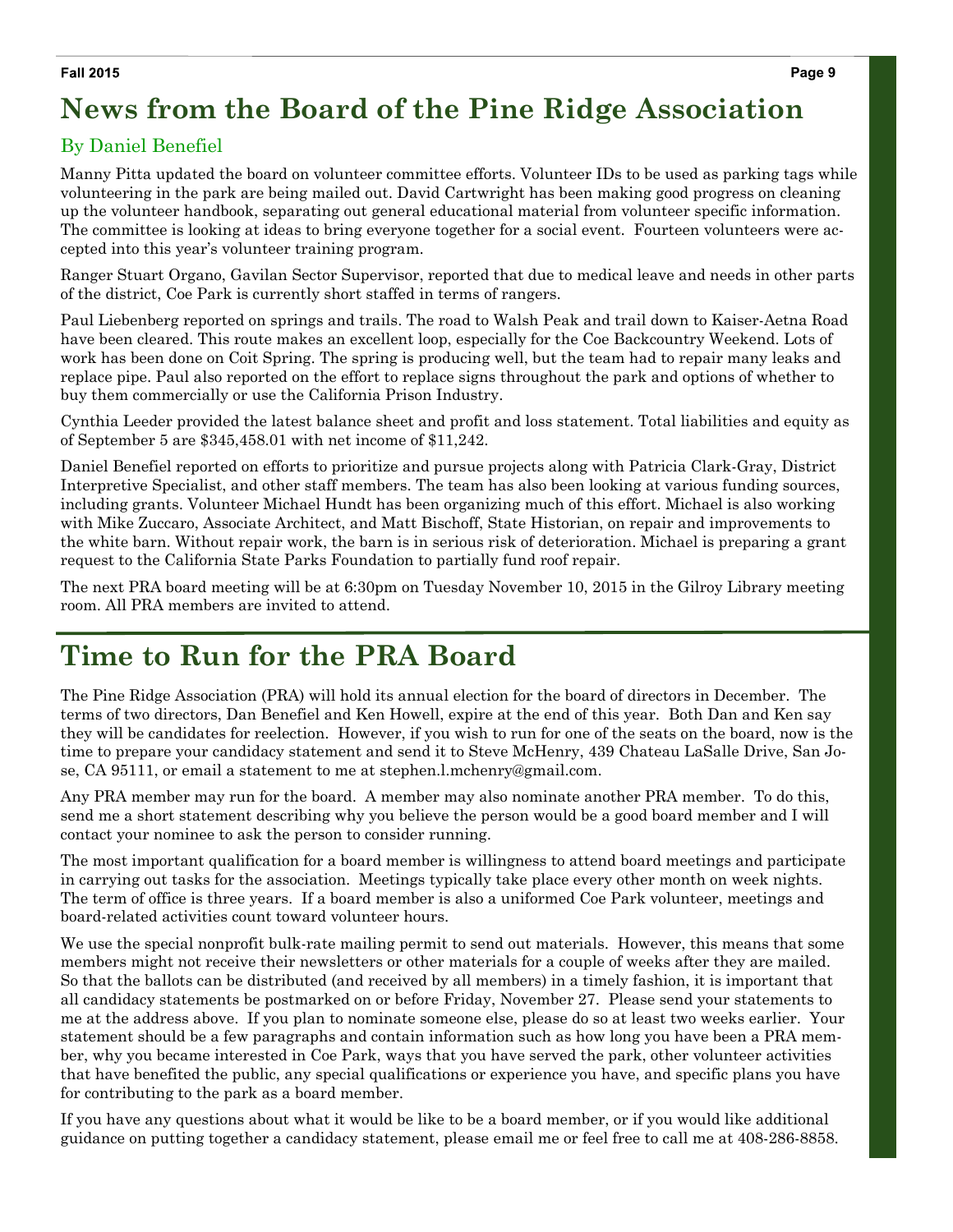# News from the Board of the Pine Ridge Association

By Daniel Benefiel

Manny Pitta updated the board on volunteer committee efforts. Volunteer IDs to be used as parking tags while volunteering in the park are being mailed out. David Cartwright has been making good progress on cleaning up the volunteer handbook, separating out general educational material from volunteer specific information. The committee is looking at ideas to bring everyone together for a social event. Fourteen volunteers were accepted into this year's volunteer training program.

Ranger Stuart Organo, Gavilan Sector Supervisor, reported that due to medical leave and needs in other parts of the district, Coe Park is currently short staffed in terms of rangers.

Paul Liebenberg reported on springs and trails. The road to Walsh Peak and trail down to Kaiser-Aetna Road have been cleared. This route makes an excellent loop, especially for the Coe Backcountry Weekend. Lots of work has been done on Coit Spring. The spring is producing well, but the team had to repair many leaks and replace pipe. Paul also reported on the effort to replace signs throughout the park and options of whether to buy them commercially or use the California Prison Industry.

Cynthia Leeder provided the latest balance sheet and profit and loss statement. Total liabilities and equity as of September 5 are $345,458.01 with net income of $11,242.

Daniel Benefiel reported on efforts to prioritize and pursue projects along with Patricia Clark-Gray, District Interpretive Specialist, and other staff members. The team has also been looking at various funding sources, including grants. Volunteer Michael Hundt has been organizing much of this effort. Michael is also working with Mike Zuccaro, Associate Architect, and Matt Bischoff, State Historian, on repair and improvements to the white barn. Without repair work, the barn is in serious risk of deterioration. Michael is preparing a grant request to the California State Parks Foundation to partially fund roof repair.

The next PRA board meeting will be at 6:30pm on Tuesday November 10, 2015 in the Gilroy Library meeting room. All PRA members are invited to attend.

# Time to Run for the PRA Board

The Pine Ridge Association (PRA) will hold its annual election for the board of directors in December. The terms of two directors, Dan Benefiel and Ken Howell, expire at the end of this year. Both Dan and Ken say they will be candidates for reelection. However, if you wish to run for one of the seats on the board, now is the time to prepare your candidacy statement and send it to Steve McHenry, 439 Chateau LaSalle Drive, San Jose, CA 95111, or email a statement to me at stephen.l.mchenry@gmail.com.

Any PRA member may run for the board. A member may also nominate another PRA member. To do this, send me a short statement describing why you believe the person would be a good board member and I will contact your nominee to ask the person to consider running.

The most important qualification for a board member is willingness to attend board meetings and participate in carrying out tasks for the association. Meetings typically take place every other month on week nights. The term of office is three years. If a board member is also a uniformed Coe Park volunteer, meetings and board-related activities count toward volunteer hours.

We use the special nonprofit bulk-rate mailing permit to send out materials. However, this means that some members might not receive their newsletters or other materials for a couple of weeks after they are mailed. So that the ballots can be distributed (and received by all members) in a timely fashion, it is important that all candidacy statements be postmarked on or before Friday, November 27. Please send your statements to me at the address above. If you plan to nominate someone else, please do so at least two weeks earlier. Your statement should be a few paragraphs and contain information such as how long you have been a PRA member, why you became interested in Coe Park, ways that you have served the park, other volunteer activities that have benefited the public, any special qualifications or experience you have, and specific plans you have for contributing to the park as a board member.

If you have any questions about what it would be like to be a board member, or if you would like additional guidance on putting together a candidacy statement, please email me or feel free to call me at 408-286-8858.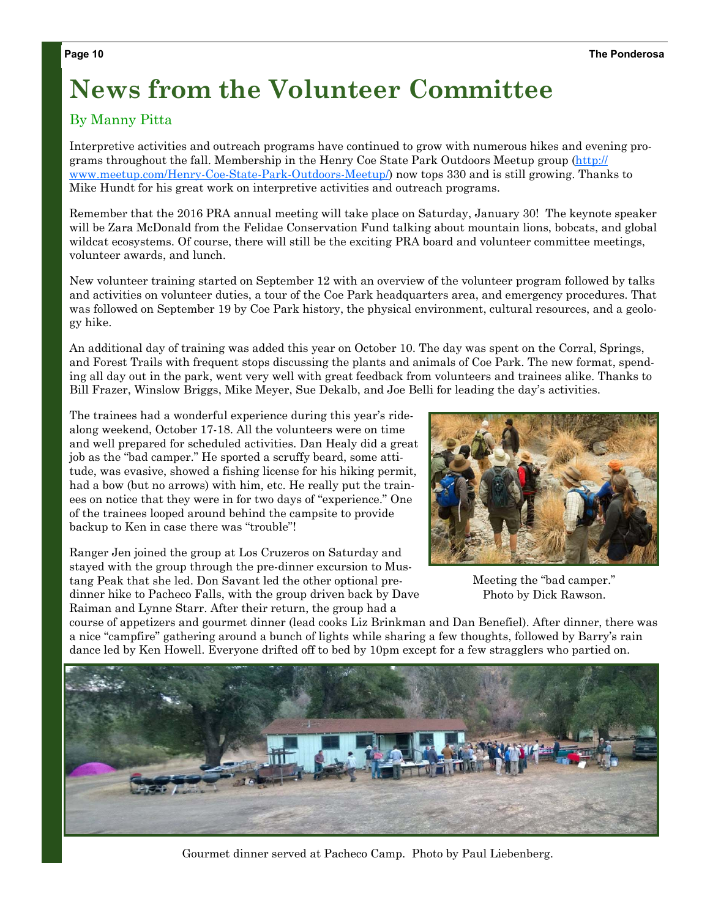# News from the Volunteer Committee

By Manny Pitta

Interpretive activities and outreach programs have continued to grow with numerous hikes and evening programs throughout the fall. Membership in the Henry Coe State Park Outdoors Meetup group (http://www.meetup.com/Henry-Coe-State-Park-Outdoors-Meetup/) now tops 330 and is still growing. Thanks to Mike Hundt for his great work on interpretive activities and outreach programs.

Remember that the 2016 PRA annual meeting will take place on Saturday, January 30! The keynote speaker will be Zara McDonald from the Felidae Conservation Fund talking about mountain lions, bobcats, and global wildcat ecosystems. Of course, there will still be the exciting PRA board and volunteer committee meetings, volunteer awards, and lunch.

New volunteer training started on September 12 with an overview of the volunteer program followed by talks and activities on volunteer duties, a tour of the Coe Park headquarters area, and emergency procedures. That was followed on September 19 by Coe Park history, the physical environment, cultural resources, and a geology hike.

An additional day of training was added this year on October 10. The day was spent on the Corral, Springs, and Forest Trails with frequent stops discussing the plants and animals of Coe Park. The new format, spending all day out in the park, went very well with great feedback from volunteers and trainees alike. Thanks to Bill Frazer, Winslow Briggs, Mike Meyer, Sue Dekalb, and Joe Belli for leading the day's activities.

The trainees had a wonderful experience during this year's ride-along weekend, October 17-18. All the volunteers were on time and well prepared for scheduled activities. Dan Healy did a great job as the "bad camper." He sported a scruffy beard, some attitude, was evasive, showed a fishing license for his hiking permit, had a bow (but no arrows) with him, etc. He really put the trainees on notice that they were in for two days of "experience." One of the trainees looped around behind the campsite to provide backup to Ken in case there was "trouble"!

Meeting the "bad camper." Photo by Dick Rawson.

Ranger Jen joined the group at Los Cruzeros on Saturday and stayed with the group through the pre-dinner excursion to Mustang Peak that she led. Don Savant led the other optional pre-dinner hike to Pacheco Falls, with the group driven back by Dave Raiman and Lynne Starr. After their return, the group had a course of appetizers and gourmet dinner (lead cooks Liz Brinkman and Dan Benefiel). After dinner, there was a nice "campfire" gathering around a bunch of lights while sharing a few thoughts, followed by Barry's rain dance led by Ken Howell. Everyone drifted off to bed by 10pm except for a few stragglers who partied on.

Gourmet dinner served at Pacheco Camp. Photo by Paul Liebenberg.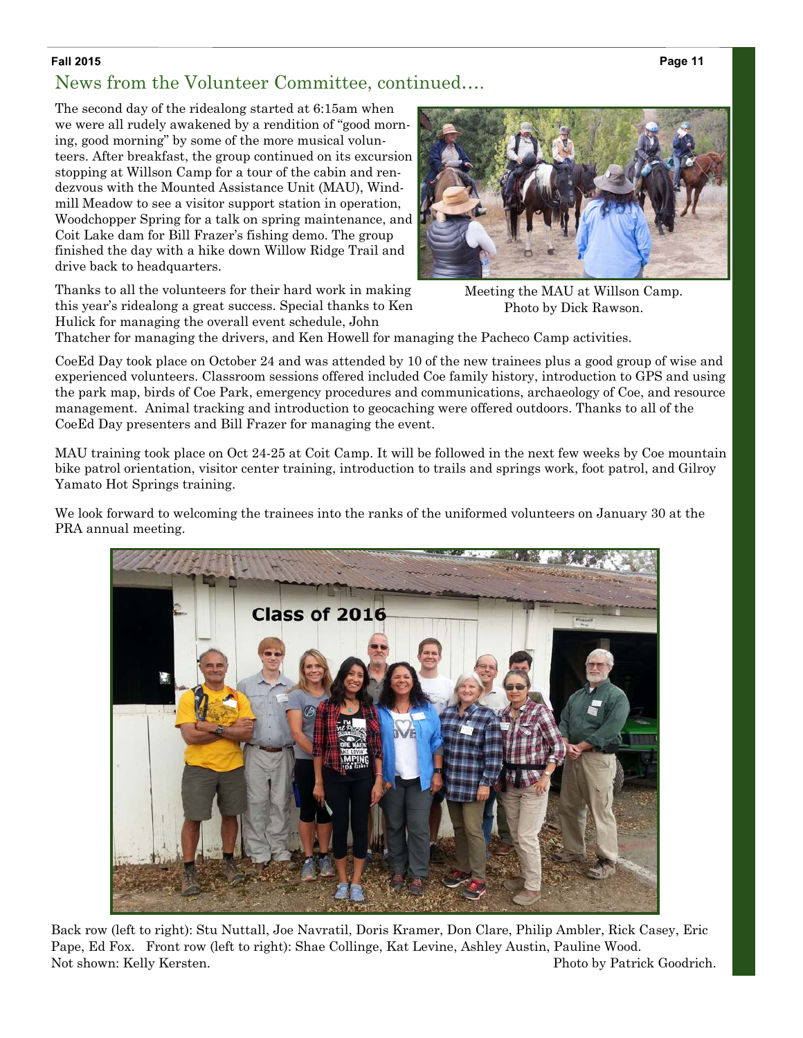## News from the Volunteer Committee, continued….

The second day of the ridealong started at 6:15am when we were all rudely awakened by a rendition of "good morning, good morning" by some of the more musical volunteers. After breakfast, the group continued on its excursion stopping at Willson Camp for a tour of the cabin and rendezvous with the Mounted Assistance Unit (MAU), Windmill Meadow to see a visitor support station in operation, Woodchopper Spring for a talk on spring maintenance, and Coit Lake dam for Bill Frazer's fishing demo. The group finished the day with a hike down Willow Ridge Trail and drive back to headquarters.

Meeting the MAU at Willson Camp. Photo by Dick Rawson.

Thanks to all the volunteers for their hard work in making this year's ridealong a great success. Special thanks to Ken Hulick for managing the overall event schedule, John Thatcher for managing the drivers, and Ken Howell for managing the Pacheco Camp activities.

CoeEd Day took place on October 24 and was attended by 10 of the new trainees plus a good group of wise and experienced volunteers. Classroom sessions offered included Coe family history, introduction to GPS and using the park map, birds of Coe Park, emergency procedures and communications, archaeology of Coe, and resource management. Animal tracking and introduction to geocaching were offered outdoors. Thanks to all of the CoeEd Day presenters and Bill Frazer for managing the event.

MAU training took place on Oct 24-25 at Coit Camp. It will be followed in the next few weeks by Coe mountain bike patrol orientation, visitor center training, introduction to trails and springs work, foot patrol, and Gilroy Yamato Hot Springs training.

We look forward to welcoming the trainees into the ranks of the uniformed volunteers on January 30 at the PRA annual meeting.

Back row (left to right): Stu Nuttall, Joe Navratil, Doris Kramer, Don Clare, Philip Ambler, Rick Casey, Eric Pape, Ed Fox. Front row (left to right): Shae Collinge, Kat Levine, Ashley Austin, Pauline Wood. Not shown: Kelly Kersten. Photo by Patrick Goodrich.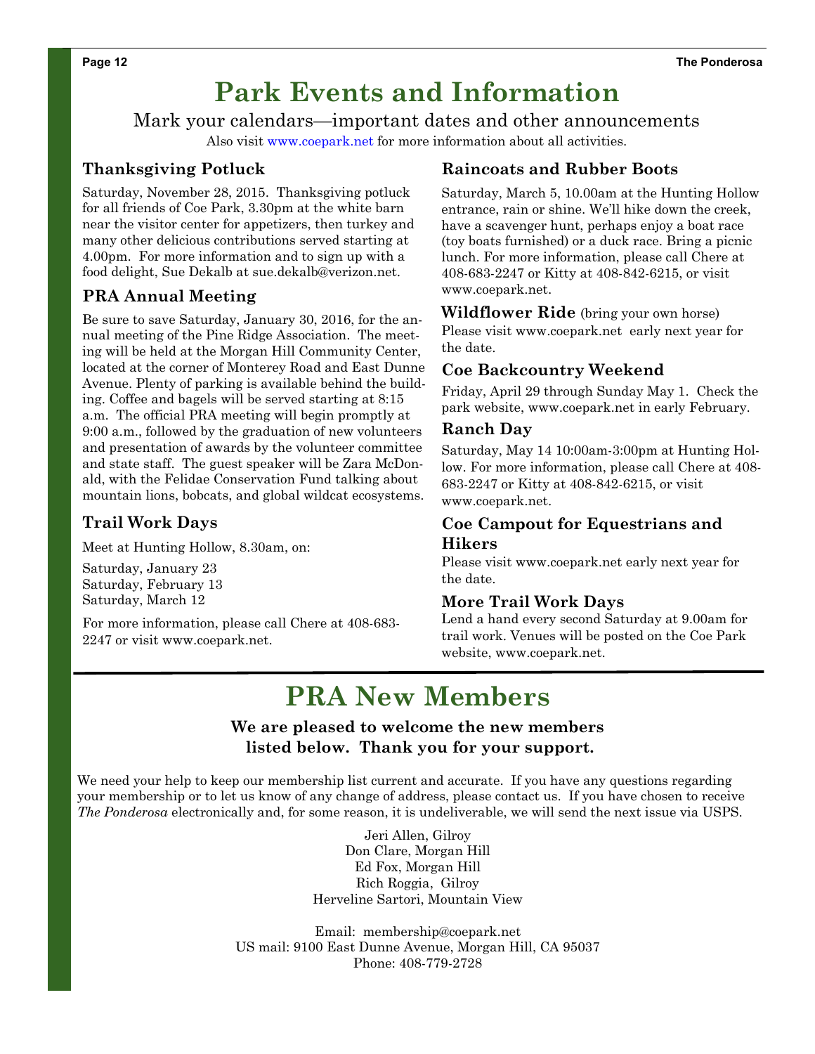# Park Events and Information

Mark your calendars—important dates and other announcements

Also visit www.coepark.net for more information about all activities.

## Thanksgiving Potluck

Saturday, November 28, 2015. Thanksgiving potluck for all friends of Coe Park, 3.30pm at the white barn near the visitor center for appetizers, then turkey and many other delicious contributions served starting at 4.00pm. For more information and to sign up with a food delight, Sue Dekalb at sue.dekalb@verizon.net.

## PRA Annual Meeting

Be sure to save Saturday, January 30, 2016, for the annual meeting of the Pine Ridge Association. The meeting will be held at the Morgan Hill Community Center, located at the corner of Monterey Road and East Dunne Avenue. Plenty of parking is available behind the building. Coffee and bagels will be served starting at 8:15 a.m. The official PRA meeting will begin promptly at 9:00 a.m., followed by the graduation of new volunteers and presentation of awards by the volunteer committee and state staff. The guest speaker will be Zara McDonald, with the Felidae Conservation Fund talking about mountain lions, bobcats, and global wildcat ecosystems.

## Trail Work Days

Meet at Hunting Hollow, 8.30am, on:

Saturday, January 23  
Saturday, February 13  
Saturday, March 12

For more information, please call Chere at 408-683-2247 or visit www.coepark.net.

## Raincoats and Rubber Boots

Saturday, March 5, 10.00am at the Hunting Hollow entrance, rain or shine. We'll hike down the creek, have a scavenger hunt, perhaps enjoy a boat race (toy boats furnished) or a duck race. Bring a picnic lunch. For more information, please call Chere at 408-683-2247 or Kitty at 408-842-6215, or visit www.coepark.net.

## Wildflower Ride (bring your own horse)

Please visit www.coepark.net early next year for the date.

## Coe Backcountry Weekend

Friday, April 29 through Sunday May 1. Check the park website, www.coepark.net in early February.

## Ranch Day

Saturday, May 14 10:00am-3:00pm at Hunting Hollow. For more information, please call Chere at 408-683-2247 or Kitty at 408-842-6215, or visit www.coepark.net.

## Coe Campout for Equestrians and Hikers

Please visit www.coepark.net early next year for the date.

## More Trail Work Days

Lend a hand every second Saturday at 9.00am for trail work. Venues will be posted on the Coe Park website, www.coepark.net.

# PRA New Members

**We are pleased to welcome the new members listed below. Thank you for your support.**

We need your help to keep our membership list current and accurate. If you have any questions regarding your membership or to let us know of any change of address, please contact us. If you have chosen to receive *The Ponderosa* electronically and, for some reason, it is undeliverable, we will send the next issue via USPS.

Jeri Allen, Gilroy  
Don Clare, Morgan Hill  
Ed Fox, Morgan Hill  
Rich Roggia, Gilroy  
Herveline Sartori, Mountain View

Email: membership@coepark.net  
US mail: 9100 East Dunne Avenue, Morgan Hill, CA 95037  
Phone: 408-779-2728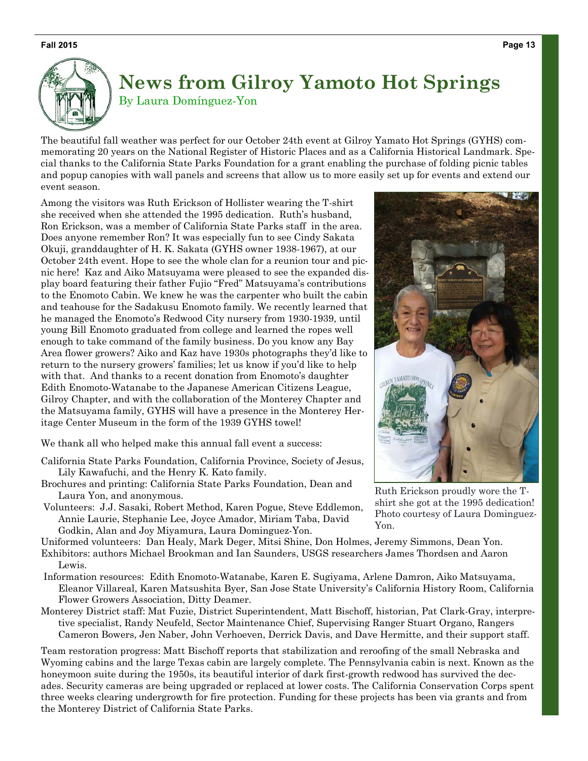# News from Gilroy Yamoto Hot Springs

By Laura Domínguez-Yon

The beautiful fall weather was perfect for our October 24th event at Gilroy Yamato Hot Springs (GYHS) commemorating 20 years on the National Register of Historic Places and as a California Historical Landmark. Special thanks to the California State Parks Foundation for a grant enabling the purchase of folding picnic tables and popup canopies with wall panels and screens that allow us to more easily set up for events and extend our event season.

Among the visitors was Ruth Erickson of Hollister wearing the T-shirt she received when she attended the 1995 dedication. Ruth's husband, Ron Erickson, was a member of California State Parks staff in the area. Does anyone remember Ron? It was especially fun to see Cindy Sakata Okuji, granddaughter of H. K. Sakata (GYHS owner 1938-1967), at our October 24th event. Hope to see the whole clan for a reunion tour and picnic here! Kaz and Aiko Matsuyama were pleased to see the expanded display board featuring their father Fujio "Fred" Matsuyama's contributions to the Enomoto Cabin. We knew he was the carpenter who built the cabin and teahouse for the Sadakusu Enomoto family. We recently learned that he managed the Enomoto's Redwood City nursery from 1930-1939, until young Bill Enomoto graduated from college and learned the ropes well enough to take command of the family business. Do you know any Bay Area flower growers? Aiko and Kaz have 1930s photographs they'd like to return to the nursery growers' families; let us know if you'd like to help with that. And thanks to a recent donation from Enomoto's daughter Edith Enomoto-Watanabe to the Japanese American Citizens League, Gilroy Chapter, and with the collaboration of the Monterey Chapter and the Matsuyama family, GYHS will have a presence in the Monterey Heritage Center Museum in the form of the 1939 GYHS towel!

Ruth Erickson proudly wore the T-shirt she got at the 1995 dedication! Photo courtesy of Laura Dominguez-Yon.

We thank all who helped make this annual fall event a success:

California State Parks Foundation, California Province, Society of Jesus, Lily Kawafuchi, and the Henry K. Kato family.

Brochures and printing: California State Parks Foundation, Dean and Laura Yon, and anonymous.

Volunteers: J.J. Sasaki, Robert Method, Karen Pogue, Steve Eddlemon, Annie Laurie, Stephanie Lee, Joyce Amador, Miriam Taba, David Godkin, Alan and Joy Miyamura, Laura Dominguez-Yon.

Uniformed volunteers: Dan Healy, Mark Deger, Mitsi Shine, Don Holmes, Jeremy Simmons, Dean Yon.

Exhibitors: authors Michael Brookman and Ian Saunders, USGS researchers James Thordsen and Aaron Lewis.

Information resources: Edith Enomoto-Watanabe, Karen E. Sugiyama, Arlene Damron, Aiko Matsuyama, Eleanor Villareal, Karen Matsushita Byer, San Jose State University's California History Room, California Flower Growers Association, Ditty Deamer.

Monterey District staff: Mat Fuzie, District Superintendent, Matt Bischoff, historian, Pat Clark-Gray, interpretive specialist, Randy Neufeld, Sector Maintenance Chief, Supervising Ranger Stuart Organo, Rangers Cameron Bowers, Jen Naber, John Verhoeven, Derrick Davis, and Dave Hermitte, and their support staff.

Team restoration progress: Matt Bischoff reports that stabilization and reroofing of the small Nebraska and Wyoming cabins and the large Texas cabin are largely complete. The Pennsylvania cabin is next. Known as the honeymoon suite during the 1950s, its beautiful interior of dark first-growth redwood has survived the decades. Security cameras are being upgraded or replaced at lower costs. The California Conservation Corps spent three weeks clearing undergrowth for fire protection. Funding for these projects has been via grants and from the Monterey District of California State Parks.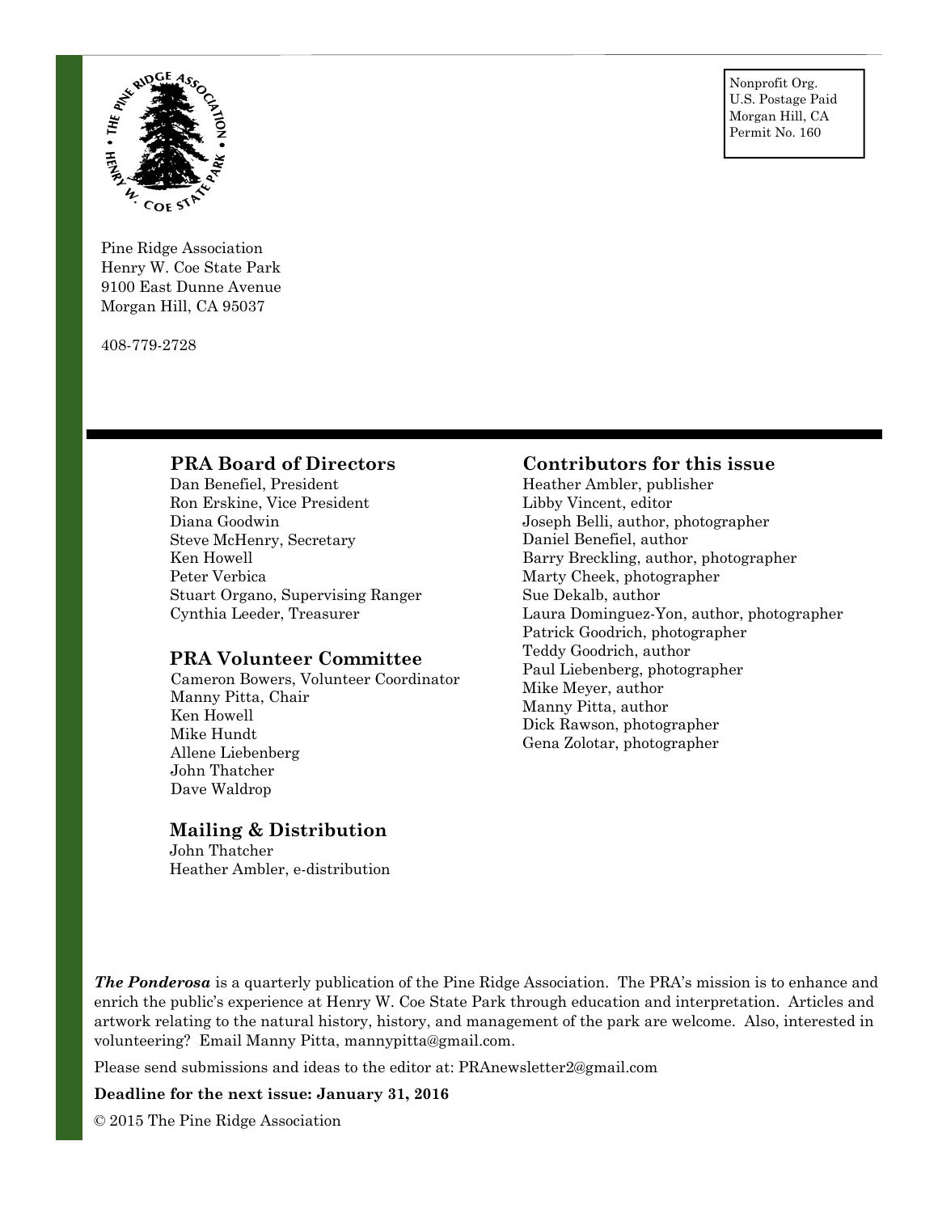Nonprofit Org.
U.S. Postage Paid
Morgan Hill, CA
Permit No. 160

Pine Ridge Association
Henry W. Coe State Park
9100 East Dunne Avenue
Morgan Hill, CA 95037

408-779-2728

### PRA Board of Directors

Dan Benefiel, President
Ron Erskine, Vice President
Diana Goodwin
Steve McHenry, Secretary
Ken Howell
Peter Verbica
Stuart Organo, Supervising Ranger
Cynthia Leeder, Treasurer

### PRA Volunteer Committee

Cameron Bowers, Volunteer Coordinator
Manny Pitta, Chair
Ken Howell
Mike Hundt
Allene Liebenberg
John Thatcher
Dave Waldrop

### Mailing & Distribution

John Thatcher
Heather Ambler, e-distribution

### Contributors for this issue

Heather Ambler, publisher
Libby Vincent, editor
Joseph Belli, author, photographer
Daniel Benefiel, author
Barry Breckling, author, photographer
Marty Cheek, photographer
Sue Dekalb, author
Laura Dominguez-Yon, author, photographer
Patrick Goodrich, photographer
Teddy Goodrich, author
Paul Liebenberg, photographer
Mike Meyer, author
Manny Pitta, author
Dick Rawson, photographer
Gena Zolotar, photographer

***The Ponderosa*** is a quarterly publication of the Pine Ridge Association. The PRA's mission is to enhance and enrich the public's experience at Henry W. Coe State Park through education and interpretation. Articles and artwork relating to the natural history, history, and management of the park are welcome. Also, interested in volunteering? Email Manny Pitta, mannypitta@gmail.com.

Please send submissions and ideas to the editor at: PRAnewsletter2@gmail.com

**Deadline for the next issue: January 31, 2016**

© 2015 The Pine Ridge Association